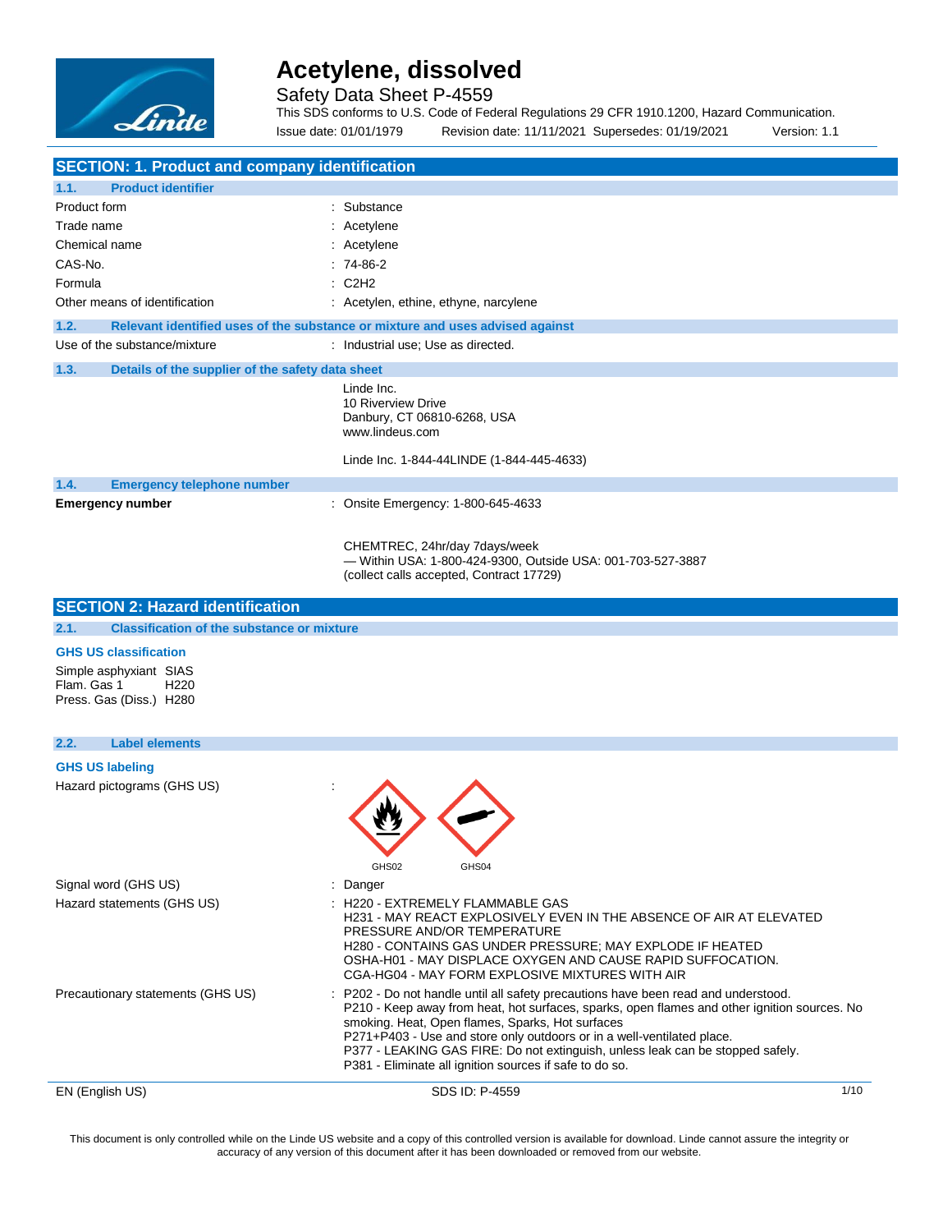# Acetylene, dissolved

Safety Data Sheet P-4559

This SDS conforms to U.S. Code of Federal Regulations 29 CFR 1910.1200, Hazard Communication.

Issue date: 01/01/1979 Revision date: 11/11/2021 Supersedes: 01/19/2021 Version: 1.1

## SECTION: 1. Product and company identification

### 1.1. Product identifier

| | |
|---|---|
| Product form | : Substance |
| Trade name | : Acetylene |
| Chemical name | : Acetylene |
| CAS-No. | : 74-86-2 |
| Formula | : C2H2 |
| Other means of identification | : Acetylen, ethine, ethyne, narcylene |

### 1.2. Relevant identified uses of the substance or mixture and uses advised against

| | |
|---|---|
| Use of the substance/mixture | : Industrial use; Use as directed. |

### 1.3. Details of the supplier of the safety data sheet

Linde Inc.
10 Riverview Drive
Danbury, CT 06810-6268, USA
www.lindeus.com

Linde Inc. 1-844-44LINDE (1-844-445-4633)

### 1.4. Emergency telephone number

**Emergency number** : Onsite Emergency: 1-800-645-4633

CHEMTREC, 24hr/day 7days/week
— Within USA: 1-800-424-9300, Outside USA: 001-703-527-3887
(collect calls accepted, Contract 17729)

## SECTION 2: Hazard identification

### 2.1. Classification of the substance or mixture

#### GHS US classification

Simple asphyxiant SIAS
Flam. Gas 1 H220
Press. Gas (Diss.) H280

### 2.2. Label elements

#### GHS US labeling

Hazard pictograms (GHS US) :

GHS02 GHS04

Signal word (GHS US) : Danger

Hazard statements (GHS US) :
H220 - EXTREMELY FLAMMABLE GAS
H231 - MAY REACT EXPLOSIVELY EVEN IN THE ABSENCE OF AIR AT ELEVATED PRESSURE AND/OR TEMPERATURE
H280 - CONTAINS GAS UNDER PRESSURE; MAY EXPLODE IF HEATED
OSHA-H01 - MAY DISPLACE OXYGEN AND CAUSE RAPID SUFFOCATION.
CGA-HG04 - MAY FORM EXPLOSIVE MIXTURES WITH AIR

Precautionary statements (GHS US) :
P202 - Do not handle until all safety precautions have been read and understood.
P210 - Keep away from heat, hot surfaces, sparks, open flames and other ignition sources. No smoking. Heat, Open flames, Sparks, Hot surfaces
P271+P403 - Use and store only outdoors or in a well-ventilated place.
P377 - LEAKING GAS FIRE: Do not extinguish, unless leak can be stopped safely.
P381 - Eliminate all ignition sources if safe to do so.

This document is only controlled while on the Linde US website and a copy of this controlled version is available for download. Linde cannot assure the integrity or accuracy of any version of this document after it has been downloaded or removed from our website.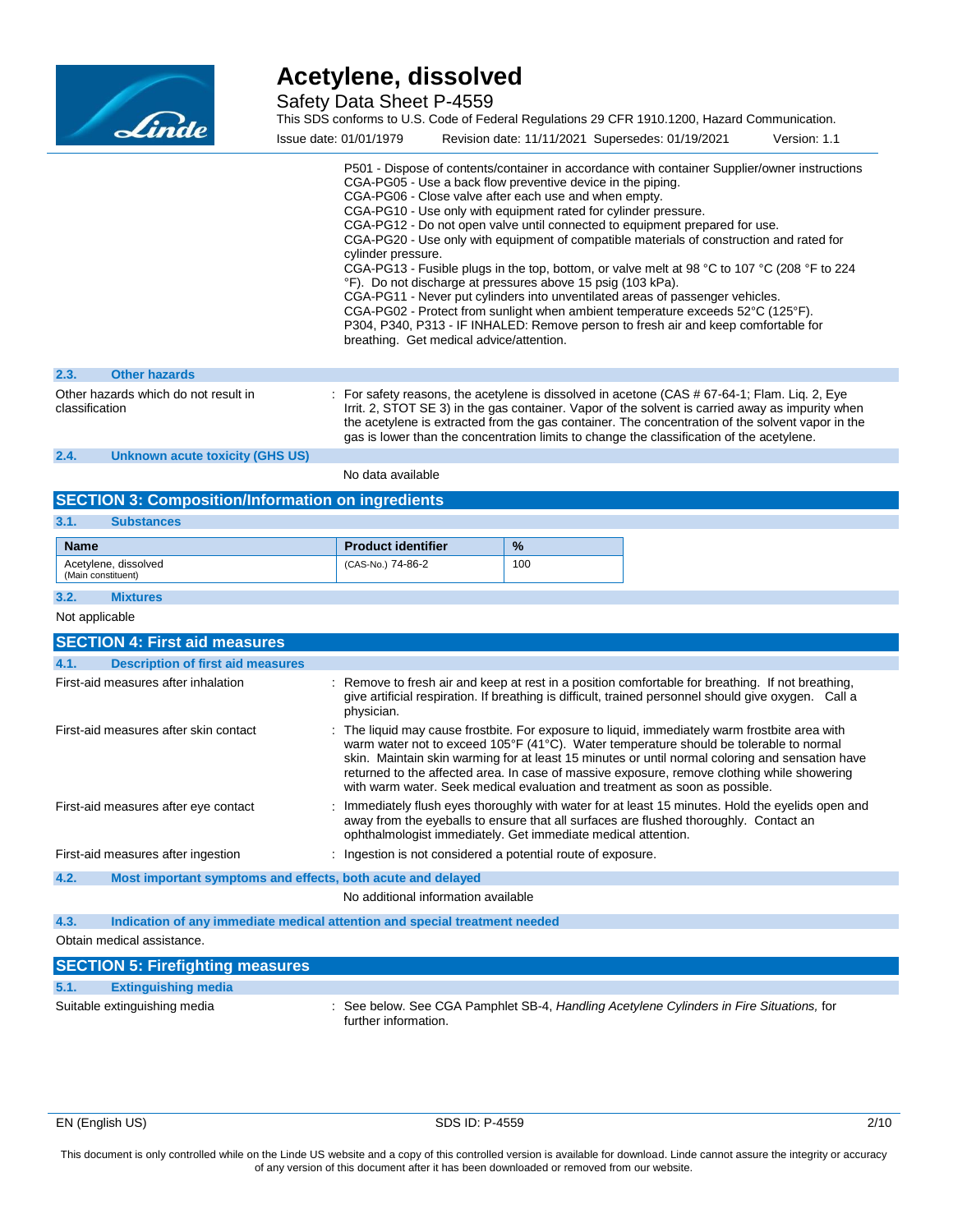P501 - Dispose of contents/container in accordance with container Supplier/owner instructions
CGA-PG05 - Use a back flow preventive device in the piping.
CGA-PG06 - Close valve after each use and when empty.
CGA-PG10 - Use only with equipment rated for cylinder pressure.
CGA-PG12 - Do not open valve until connected to equipment prepared for use.
CGA-PG20 - Use only with equipment of compatible materials of construction and rated for cylinder pressure.
CGA-PG13 - Fusible plugs in the top, bottom, or valve melt at 98 °C to 107 °C (208 °F to 224 °F). Do not discharge at pressures above 15 psig (103 kPa).
CGA-PG11 - Never put cylinders into unventilated areas of passenger vehicles.
CGA-PG02 - Protect from sunlight when ambient temperature exceeds 52°C (125°F).
P304, P340, P313 - IF INHALED: Remove person to fresh air and keep comfortable for breathing. Get medical advice/attention.

### 2.3. Other hazards

Other hazards which do not result in classification : For safety reasons, the acetylene is dissolved in acetone (CAS # 67-64-1; Flam. Liq. 2, Eye Irrit. 2, STOT SE 3) in the gas container. Vapor of the solvent is carried away as impurity when the acetylene is extracted from the gas container. The concentration of the solvent vapor in the gas is lower than the concentration limits to change the classification of the acetylene.

### 2.4. Unknown acute toxicity (GHS US)

No data available

## SECTION 3: Composition/Information on ingredients

### 3.1. Substances

| Name | Product identifier | % |
|---|---|---|
| Acetylene, dissolved (Main constituent) | (CAS-No.) 74-86-2 | 100 |

### 3.2. Mixtures

Not applicable

## SECTION 4: First aid measures

### 4.1. Description of first aid measures

First-aid measures after inhalation : Remove to fresh air and keep at rest in a position comfortable for breathing. If not breathing, give artificial respiration. If breathing is difficult, trained personnel should give oxygen. Call a physician.

First-aid measures after skin contact : The liquid may cause frostbite. For exposure to liquid, immediately warm frostbite area with warm water not to exceed 105°F (41°C). Water temperature should be tolerable to normal skin. Maintain skin warming for at least 15 minutes or until normal coloring and sensation have returned to the affected area. In case of massive exposure, remove clothing while showering with warm water. Seek medical evaluation and treatment as soon as possible.

First-aid measures after eye contact : Immediately flush eyes thoroughly with water for at least 15 minutes. Hold the eyelids open and away from the eyeballs to ensure that all surfaces are flushed thoroughly. Contact an ophthalmologist immediately. Get immediate medical attention.

First-aid measures after ingestion : Ingestion is not considered a potential route of exposure.

### 4.2. Most important symptoms and effects, both acute and delayed

No additional information available

### 4.3. Indication of any immediate medical attention and special treatment needed

Obtain medical assistance.

## SECTION 5: Firefighting measures

### 5.1. Extinguishing media

Suitable extinguishing media : See below. See CGA Pamphlet SB-4, *Handling Acetylene Cylinders in Fire Situations,* for further information.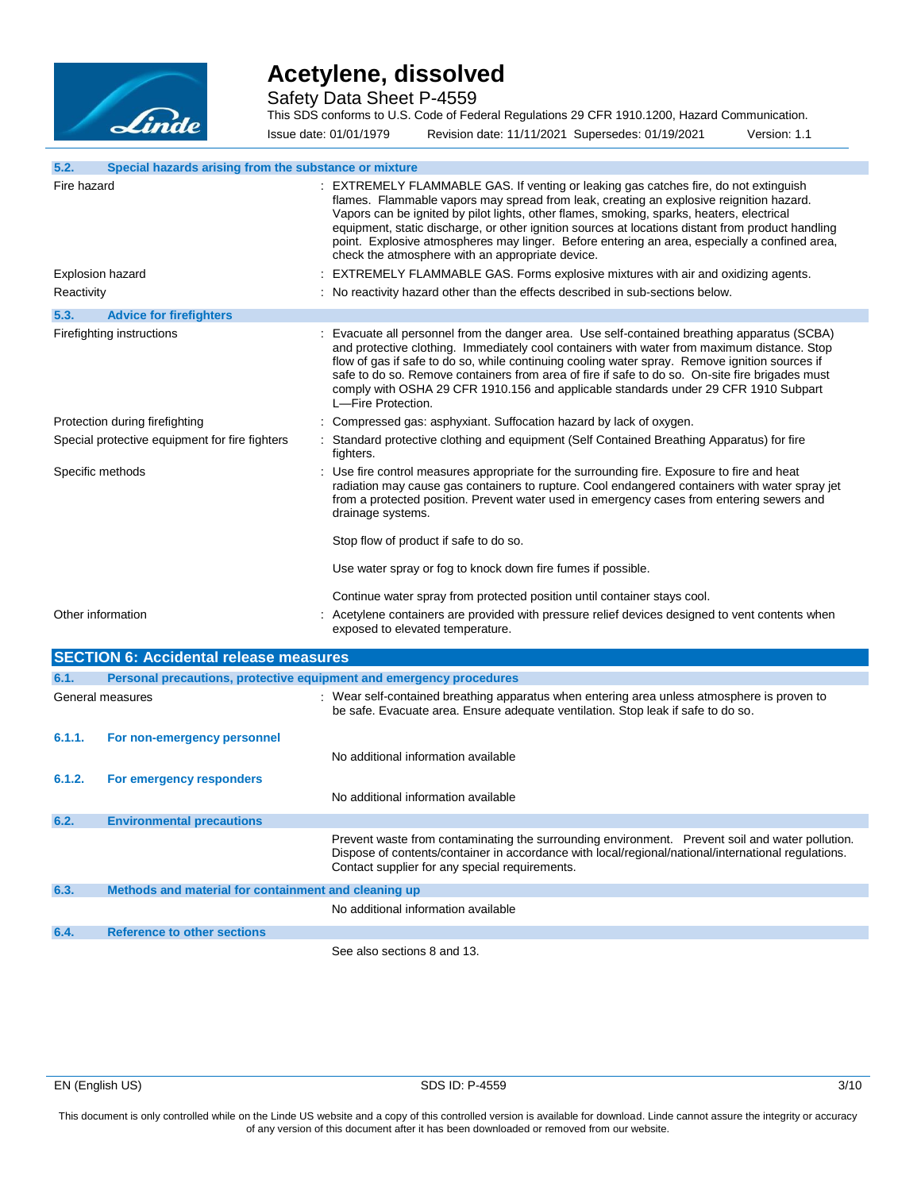### 5.2. Special hazards arising from the substance or mixture

| | |
|---|---|
| Fire hazard | : EXTREMELY FLAMMABLE GAS. If venting or leaking gas catches fire, do not extinguish flames. Flammable vapors may spread from leak, creating an explosive reignition hazard. Vapors can be ignited by pilot lights, other flames, smoking, sparks, heaters, electrical equipment, static discharge, or other ignition sources at locations distant from product handling point. Explosive atmospheres may linger. Before entering an area, especially a confined area, check the atmosphere with an appropriate device. |
| Explosion hazard | : EXTREMELY FLAMMABLE GAS. Forms explosive mixtures with air and oxidizing agents. |
| Reactivity | : No reactivity hazard other than the effects described in sub-sections below. |

### 5.3. Advice for firefighters

| | |
|---|---|
| Firefighting instructions | : Evacuate all personnel from the danger area. Use self-contained breathing apparatus (SCBA) and protective clothing. Immediately cool containers with water from maximum distance. Stop flow of gas if safe to do so, while continuing cooling water spray. Remove ignition sources if safe to do so. Remove containers from area of fire if safe to do so. On-site fire brigades must comply with OSHA 29 CFR 1910.156 and applicable standards under 29 CFR 1910 Subpart L—Fire Protection. |
| Protection during firefighting | : Compressed gas: asphyxiant. Suffocation hazard by lack of oxygen. |
| Special protective equipment for fire fighters | : Standard protective clothing and equipment (Self Contained Breathing Apparatus) for fire fighters. |
| Specific methods | : Use fire control measures appropriate for the surrounding fire. Exposure to fire and heat radiation may cause gas containers to rupture. Cool endangered containers with water spray jet from a protected position. Prevent water used in emergency cases from entering sewers and drainage systems.<br><br>Stop flow of product if safe to do so.<br><br>Use water spray or fog to knock down fire fumes if possible.<br><br>Continue water spray from protected position until container stays cool. |
| Other information | : Acetylene containers are provided with pressure relief devices designed to vent contents when exposed to elevated temperature. |

## SECTION 6: Accidental release measures

### 6.1. Personal precautions, protective equipment and emergency procedures

| | |
|---|---|
| General measures | : Wear self-contained breathing apparatus when entering area unless atmosphere is proven to be safe. Evacuate area. Ensure adequate ventilation. Stop leak if safe to do so. |

#### 6.1.1. For non-emergency personnel

No additional information available

#### 6.1.2. For emergency responders

No additional information available

### 6.2. Environmental precautions

Prevent waste from contaminating the surrounding environment. Prevent soil and water pollution. Dispose of contents/container in accordance with local/regional/national/international regulations. Contact supplier for any special requirements.

### 6.3. Methods and material for containment and cleaning up

No additional information available

### 6.4. Reference to other sections

See also sections 8 and 13.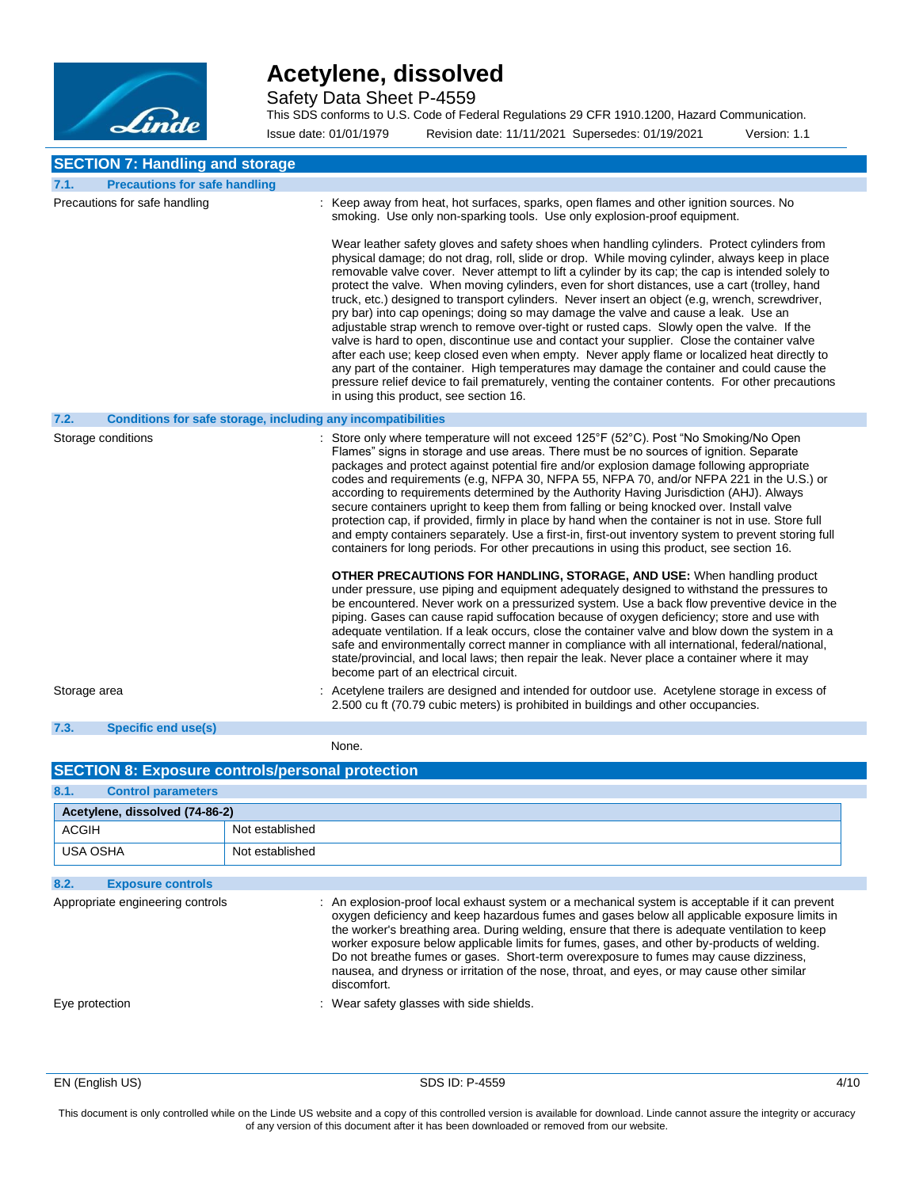## SECTION 7: Handling and storage

### 7.1. Precautions for safe handling

Precautions for safe handling : Keep away from heat, hot surfaces, sparks, open flames and other ignition sources. No smoking. Use only non-sparking tools. Use only explosion-proof equipment.

Wear leather safety gloves and safety shoes when handling cylinders. Protect cylinders from physical damage; do not drag, roll, slide or drop. While moving cylinder, always keep in place removable valve cover. Never attempt to lift a cylinder by its cap; the cap is intended solely to protect the valve. When moving cylinders, even for short distances, use a cart (trolley, hand truck, etc.) designed to transport cylinders. Never insert an object (e.g, wrench, screwdriver, pry bar) into cap openings; doing so may damage the valve and cause a leak. Use an adjustable strap wrench to remove over-tight or rusted caps. Slowly open the valve. If the valve is hard to open, discontinue use and contact your supplier. Close the container valve after each use; keep closed even when empty. Never apply flame or localized heat directly to any part of the container. High temperatures may damage the container and could cause the pressure relief device to fail prematurely, venting the container contents. For other precautions in using this product, see section 16.

### 7.2. Conditions for safe storage, including any incompatibilities

Storage conditions : Store only where temperature will not exceed 125°F (52°C). Post "No Smoking/No Open Flames" signs in storage and use areas. There must be no sources of ignition. Separate packages and protect against potential fire and/or explosion damage following appropriate codes and requirements (e.g, NFPA 30, NFPA 55, NFPA 70, and/or NFPA 221 in the U.S.) or according to requirements determined by the Authority Having Jurisdiction (AHJ). Always secure containers upright to keep them from falling or being knocked over. Install valve protection cap, if provided, firmly in place by hand when the container is not in use. Store full and empty containers separately. Use a first-in, first-out inventory system to prevent storing full containers for long periods. For other precautions in using this product, see section 16.

**OTHER PRECAUTIONS FOR HANDLING, STORAGE, AND USE:** When handling product under pressure, use piping and equipment adequately designed to withstand the pressures to be encountered. Never work on a pressurized system. Use a back flow preventive device in the piping. Gases can cause rapid suffocation because of oxygen deficiency; store and use with adequate ventilation. If a leak occurs, close the container valve and blow down the system in a safe and environmentally correct manner in compliance with all international, federal/national, state/provincial, and local laws; then repair the leak. Never place a container where it may become part of an electrical circuit.

Storage area : Acetylene trailers are designed and intended for outdoor use. Acetylene storage in excess of 2.500 cu ft (70.79 cubic meters) is prohibited in buildings and other occupancies.

### 7.3. Specific end use(s)

None.

## SECTION 8: Exposure controls/personal protection

### 8.1. Control parameters

| Acetylene, dissolved (74-86-2) | |
|---|---|
| ACGIH | Not established |
| USA OSHA | Not established |

### 8.2. Exposure controls

Appropriate engineering controls : An explosion-proof local exhaust system or a mechanical system is acceptable if it can prevent oxygen deficiency and keep hazardous fumes and gases below all applicable exposure limits in the worker's breathing area. During welding, ensure that there is adequate ventilation to keep worker exposure below applicable limits for fumes, gases, and other by-products of welding. Do not breathe fumes or gases. Short-term overexposure to fumes may cause dizziness, nausea, and dryness or irritation of the nose, throat, and eyes, or may cause other similar discomfort.

Eye protection : Wear safety glasses with side shields.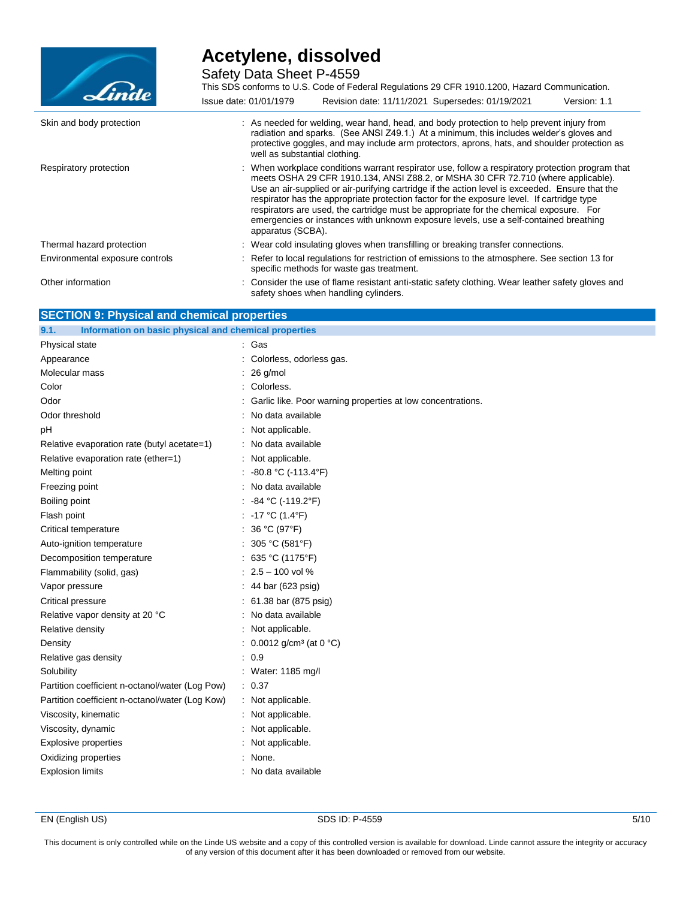| | |
|---|---|
| Skin and body protection | : As needed for welding, wear hand, head, and body protection to help prevent injury from radiation and sparks. (See ANSI Z49.1.) At a minimum, this includes welder's gloves and protective goggles, and may include arm protectors, aprons, hats, and shoulder protection as well as substantial clothing. |
| Respiratory protection | : When workplace conditions warrant respirator use, follow a respiratory protection program that meets OSHA 29 CFR 1910.134, ANSI Z88.2, or MSHA 30 CFR 72.710 (where applicable). Use an air-supplied or air-purifying cartridge if the action level is exceeded. Ensure that the respirator has the appropriate protection factor for the exposure level. If cartridge type respirators are used, the cartridge must be appropriate for the chemical exposure. For emergencies or instances with unknown exposure levels, use a self-contained breathing apparatus (SCBA). |
| Thermal hazard protection | : Wear cold insulating gloves when transfilling or breaking transfer connections. |
| Environmental exposure controls | : Refer to local regulations for restriction of emissions to the atmosphere. See section 13 for specific methods for waste gas treatment. |
| Other information | : Consider the use of flame resistant anti-static safety clothing. Wear leather safety gloves and safety shoes when handling cylinders. |

## SECTION 9: Physical and chemical properties

### 9.1. Information on basic physical and chemical properties

| | |
|---|---|
| Physical state | : Gas |
| Appearance | : Colorless, odorless gas. |
| Molecular mass | : 26 g/mol |
| Color | : Colorless. |
| Odor | : Garlic like. Poor warning properties at low concentrations. |
| Odor threshold | : No data available |
| pH | : Not applicable. |
| Relative evaporation rate (butyl acetate=1) | : No data available |
| Relative evaporation rate (ether=1) | : Not applicable. |
| Melting point | : -80.8 °C (-113.4°F) |
| Freezing point | : No data available |
| Boiling point | : -84 °C (-119.2°F) |
| Flash point | : -17 °C (1.4°F) |
| Critical temperature | : 36 °C (97°F) |
| Auto-ignition temperature | : 305 °C (581°F) |
| Decomposition temperature | : 635 °C (1175°F) |
| Flammability (solid, gas) | : 2.5 – 100 vol % |
| Vapor pressure | : 44 bar (623 psig) |
| Critical pressure | : 61.38 bar (875 psig) |
| Relative vapor density at 20 °C | : No data available |
| Relative density | : Not applicable. |
| Density | : 0.0012 g/cm³ (at 0 °C) |
| Relative gas density | : 0.9 |
| Solubility | : Water: 1185 mg/l |
| Partition coefficient n-octanol/water (Log Pow) | : 0.37 |
| Partition coefficient n-octanol/water (Log Kow) | : Not applicable. |
| Viscosity, kinematic | : Not applicable. |
| Viscosity, dynamic | : Not applicable. |
| Explosive properties | : Not applicable. |
| Oxidizing properties | : None. |
| Explosion limits | : No data available |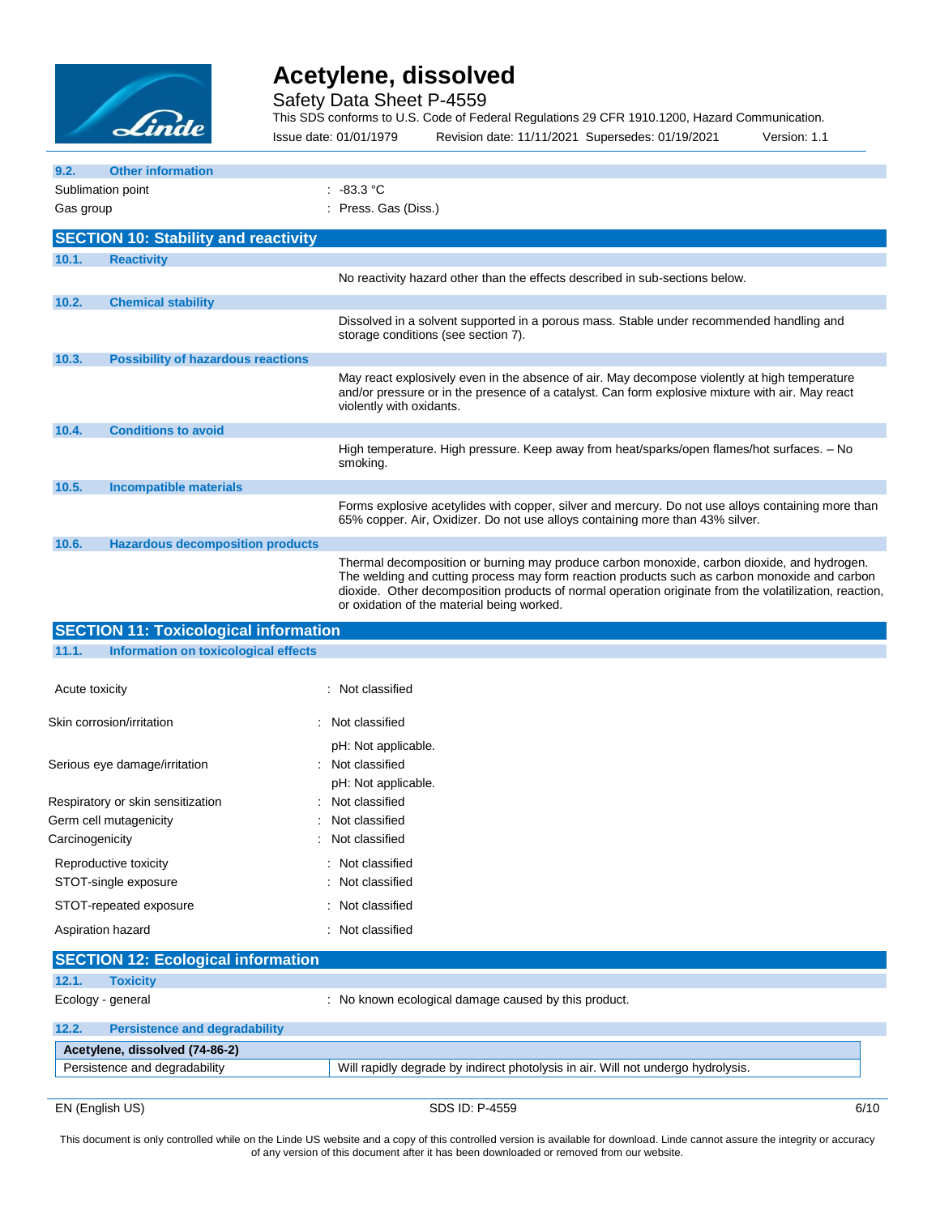### 9.2. Other information

Sublimation point : -83.3 °C

Gas group : Press. Gas (Diss.)

## SECTION 10: Stability and reactivity

### 10.1. Reactivity

No reactivity hazard other than the effects described in sub-sections below.

### 10.2. Chemical stability

Dissolved in a solvent supported in a porous mass. Stable under recommended handling and storage conditions (see section 7).

### 10.3. Possibility of hazardous reactions

May react explosively even in the absence of air. May decompose violently at high temperature and/or pressure or in the presence of a catalyst. Can form explosive mixture with air. May react violently with oxidants.

### 10.4. Conditions to avoid

High temperature. High pressure. Keep away from heat/sparks/open flames/hot surfaces. – No smoking.

### 10.5. Incompatible materials

Forms explosive acetylides with copper, silver and mercury. Do not use alloys containing more than 65% copper. Air, Oxidizer. Do not use alloys containing more than 43% silver.

### 10.6. Hazardous decomposition products

Thermal decomposition or burning may produce carbon monoxide, carbon dioxide, and hydrogen. The welding and cutting process may form reaction products such as carbon monoxide and carbon dioxide. Other decomposition products of normal operation originate from the volatilization, reaction, or oxidation of the material being worked.

## SECTION 11: Toxicological information

### 11.1. Information on toxicological effects

Acute toxicity : Not classified

Skin corrosion/irritation : Not classified
pH: Not applicable.

Serious eye damage/irritation : Not classified
pH: Not applicable.

Respiratory or skin sensitization : Not classified

Germ cell mutagenicity : Not classified

Carcinogenicity : Not classified

Reproductive toxicity : Not classified

STOT-single exposure : Not classified

STOT-repeated exposure : Not classified

Aspiration hazard : Not classified

## SECTION 12: Ecological information

### 12.1. Toxicity

Ecology - general : No known ecological damage caused by this product.

### 12.2. Persistence and degradability

| Acetylene, dissolved (74-86-2) | |
|---|---|
| Persistence and degradability | Will rapidly degrade by indirect photolysis in air. Will not undergo hydrolysis. |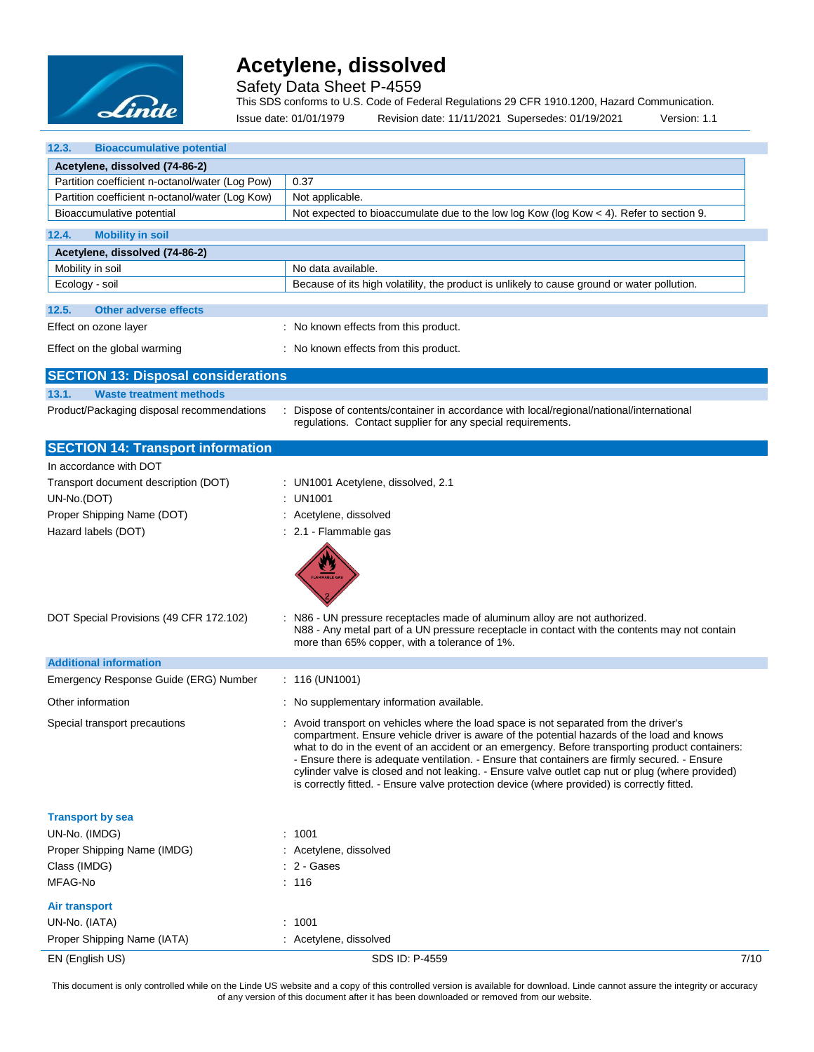### 12.3. Bioaccumulative potential

| Acetylene, dissolved (74-86-2) | |
|---|---|
| Partition coefficient n-octanol/water (Log Pow) | 0.37 |
| Partition coefficient n-octanol/water (Log Kow) | Not applicable. |
| Bioaccumulative potential | Not expected to bioaccumulate due to the low log Kow (log Kow < 4). Refer to section 9. |

### 12.4. Mobility in soil

| Acetylene, dissolved (74-86-2) | |
|---|---|
| Mobility in soil | No data available. |
| Ecology - soil | Because of its high volatility, the product is unlikely to cause ground or water pollution. |

### 12.5. Other adverse effects

Effect on ozone layer : No known effects from this product.

Effect on the global warming : No known effects from this product.

## SECTION 13: Disposal considerations

### 13.1. Waste treatment methods

Product/Packaging disposal recommendations : Dispose of contents/container in accordance with local/regional/national/international regulations. Contact supplier for any special requirements.

## SECTION 14: Transport information

In accordance with DOT

Transport document description (DOT) : UN1001 Acetylene, dissolved, 2.1

UN-No.(DOT) : UN1001

Proper Shipping Name (DOT) : Acetylene, dissolved

Hazard labels (DOT) : 2.1 - Flammable gas

DOT Special Provisions (49 CFR 172.102) : N86 - UN pressure receptacles made of aluminum alloy are not authorized.
N88 - Any metal part of a UN pressure receptacle in contact with the contents may not contain more than 65% copper, with a tolerance of 1%.

### Additional information

Emergency Response Guide (ERG) Number : 116 (UN1001)

Other information : No supplementary information available.

Special transport precautions : Avoid transport on vehicles where the load space is not separated from the driver's compartment. Ensure vehicle driver is aware of the potential hazards of the load and knows what to do in the event of an accident or an emergency. Before transporting product containers: - Ensure there is adequate ventilation. - Ensure that containers are firmly secured. - Ensure cylinder valve is closed and not leaking. - Ensure valve outlet cap nut or plug (where provided) is correctly fitted. - Ensure valve protection device (where provided) is correctly fitted.

**Transport by sea**

UN-No. (IMDG) : 1001

Proper Shipping Name (IMDG) : Acetylene, dissolved

Class (IMDG) : 2 - Gases

MFAG-No : 116

**Air transport**

UN-No. (IATA) : 1001

Proper Shipping Name (IATA) : Acetylene, dissolved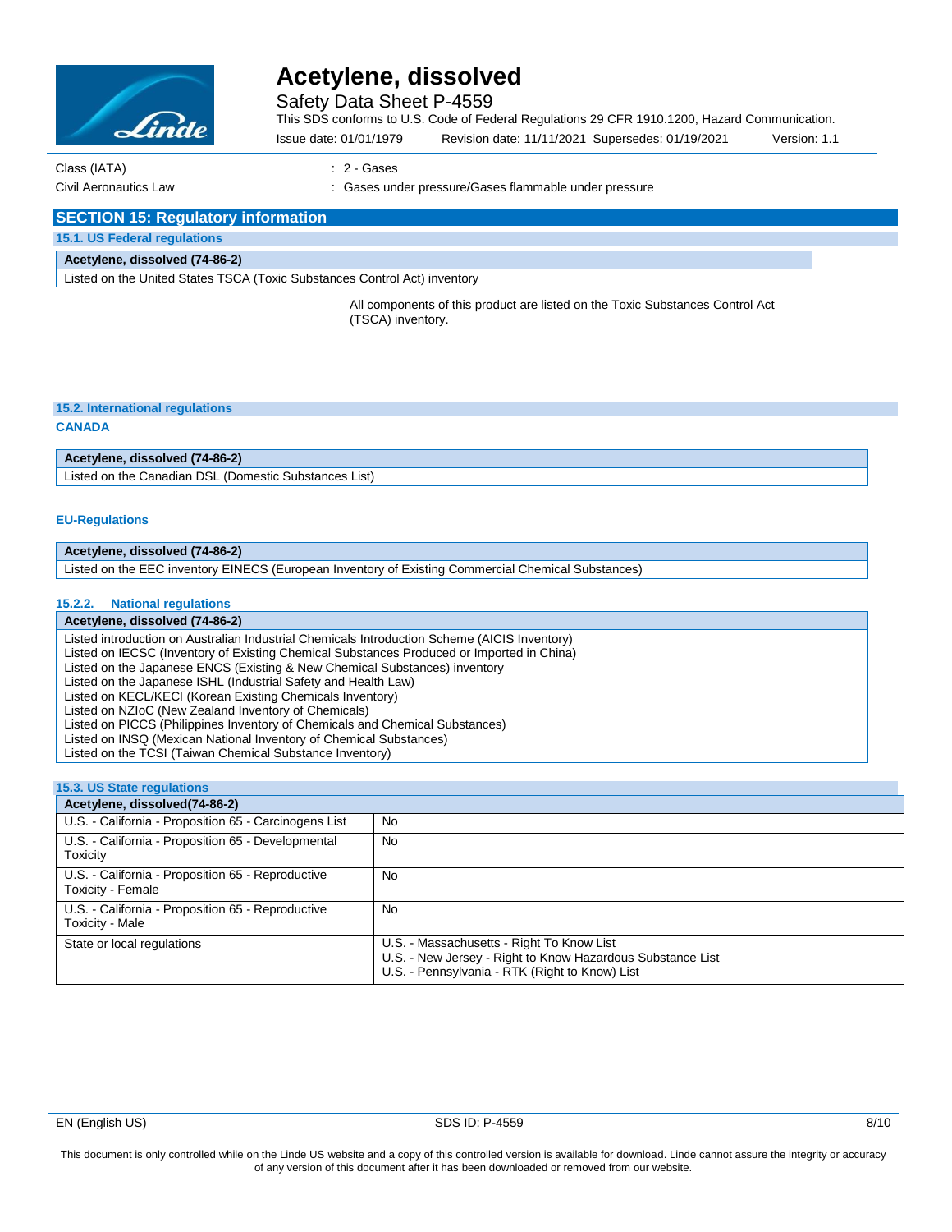Class (IATA) : 2 - Gases

Civil Aeronautics Law : Gases under pressure/Gases flammable under pressure

## SECTION 15: Regulatory information

### 15.1. US Federal regulations

| Acetylene, dissolved (74-86-2) |
|---|
| Listed on the United States TSCA (Toxic Substances Control Act) inventory |

All components of this product are listed on the Toxic Substances Control Act (TSCA) inventory.

### 15.2. International regulations

**CANADA**

| Acetylene, dissolved (74-86-2) |
|---|
| Listed on the Canadian DSL (Domestic Substances List) |

**EU-Regulations**

| Acetylene, dissolved (74-86-2) |
|---|
| Listed on the EEC inventory EINECS (European Inventory of Existing Commercial Chemical Substances) |

#### 15.2.2. National regulations

| Acetylene, dissolved (74-86-2) |
|---|
| Listed introduction on Australian Industrial Chemicals Introduction Scheme (AICIS Inventory)<br>Listed on IECSC (Inventory of Existing Chemical Substances Produced or Imported in China)<br>Listed on the Japanese ENCS (Existing & New Chemical Substances) inventory<br>Listed on the Japanese ISHL (Industrial Safety and Health Law)<br>Listed on KECL/KECI (Korean Existing Chemicals Inventory)<br>Listed on NZIoC (New Zealand Inventory of Chemicals)<br>Listed on PICCS (Philippines Inventory of Chemicals and Chemical Substances)<br>Listed on INSQ (Mexican National Inventory of Chemical Substances)<br>Listed on the TCSI (Taiwan Chemical Substance Inventory) |

### 15.3. US State regulations

| Acetylene, dissolved(74-86-2) | |
|---|---|
| U.S. - California - Proposition 65 - Carcinogens List | No |
| U.S. - California - Proposition 65 - Developmental Toxicity | No |
| U.S. - California - Proposition 65 - Reproductive Toxicity - Female | No |
| U.S. - California - Proposition 65 - Reproductive Toxicity - Male | No |
| State or local regulations | U.S. - Massachusetts - Right To Know List<br>U.S. - New Jersey - Right to Know Hazardous Substance List<br>U.S. - Pennsylvania - RTK (Right to Know) List |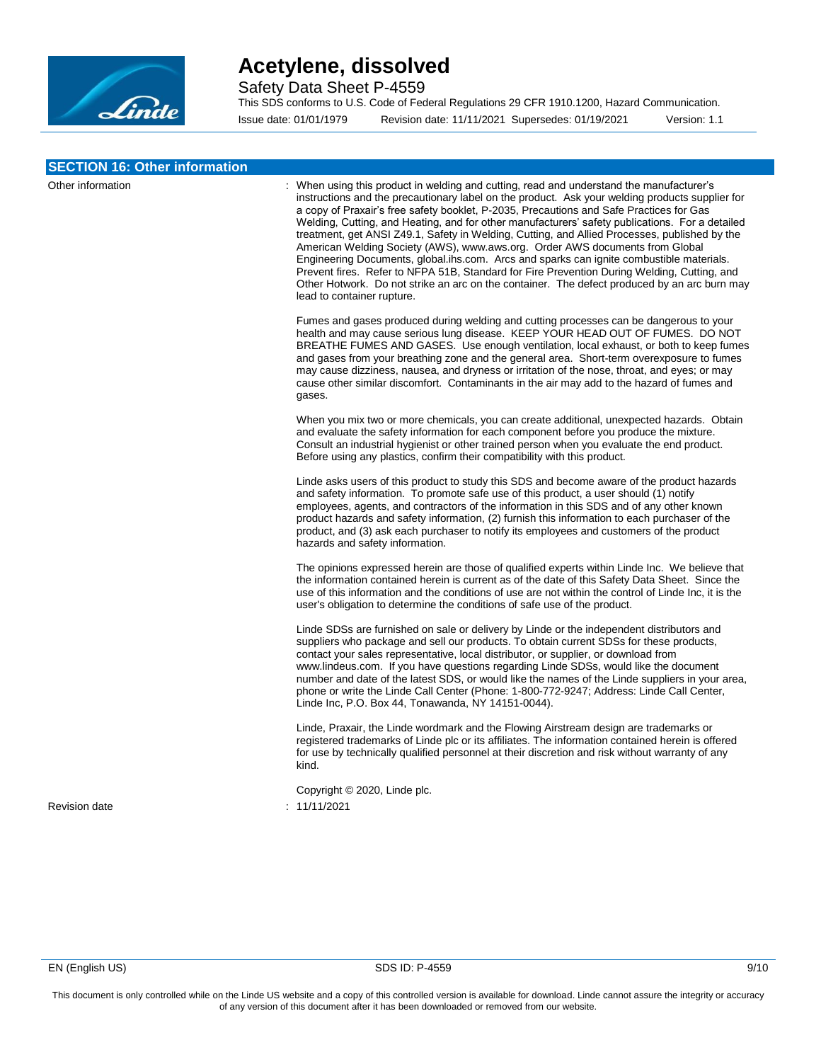## SECTION 16: Other information

Other information : When using this product in welding and cutting, read and understand the manufacturer's instructions and the precautionary label on the product. Ask your welding products supplier for a copy of Praxair's free safety booklet, P-2035, Precautions and Safe Practices for Gas Welding, Cutting, and Heating, and for other manufacturers' safety publications. For a detailed treatment, get ANSI Z49.1, Safety in Welding, Cutting, and Allied Processes, published by the American Welding Society (AWS), www.aws.org. Order AWS documents from Global Engineering Documents, global.ihs.com. Arcs and sparks can ignite combustible materials. Prevent fires. Refer to NFPA 51B, Standard for Fire Prevention During Welding, Cutting, and Other Hotwork. Do not strike an arc on the container. The defect produced by an arc burn may lead to container rupture.

Fumes and gases produced during welding and cutting processes can be dangerous to your health and may cause serious lung disease. KEEP YOUR HEAD OUT OF FUMES. DO NOT BREATHE FUMES AND GASES. Use enough ventilation, local exhaust, or both to keep fumes and gases from your breathing zone and the general area. Short-term overexposure to fumes may cause dizziness, nausea, and dryness or irritation of the nose, throat, and eyes; or may cause other similar discomfort. Contaminants in the air may add to the hazard of fumes and gases.

When you mix two or more chemicals, you can create additional, unexpected hazards. Obtain and evaluate the safety information for each component before you produce the mixture. Consult an industrial hygienist or other trained person when you evaluate the end product. Before using any plastics, confirm their compatibility with this product.

Linde asks users of this product to study this SDS and become aware of the product hazards and safety information. To promote safe use of this product, a user should (1) notify employees, agents, and contractors of the information in this SDS and of any other known product hazards and safety information, (2) furnish this information to each purchaser of the product, and (3) ask each purchaser to notify its employees and customers of the product hazards and safety information.

The opinions expressed herein are those of qualified experts within Linde Inc. We believe that the information contained herein is current as of the date of this Safety Data Sheet. Since the use of this information and the conditions of use are not within the control of Linde Inc, it is the user's obligation to determine the conditions of safe use of the product.

Linde SDSs are furnished on sale or delivery by Linde or the independent distributors and suppliers who package and sell our products. To obtain current SDSs for these products, contact your sales representative, local distributor, or supplier, or download from www.lindeus.com. If you have questions regarding Linde SDSs, would like the document number and date of the latest SDS, or would like the names of the Linde suppliers in your area, phone or write the Linde Call Center (Phone: 1-800-772-9247; Address: Linde Call Center, Linde Inc, P.O. Box 44, Tonawanda, NY 14151-0044).

Linde, Praxair, the Linde wordmark and the Flowing Airstream design are trademarks or registered trademarks of Linde plc or its affiliates. The information contained herein is offered for use by technically qualified personnel at their discretion and risk without warranty of any kind.

Copyright © 2020, Linde plc.

Revision date : 11/11/2021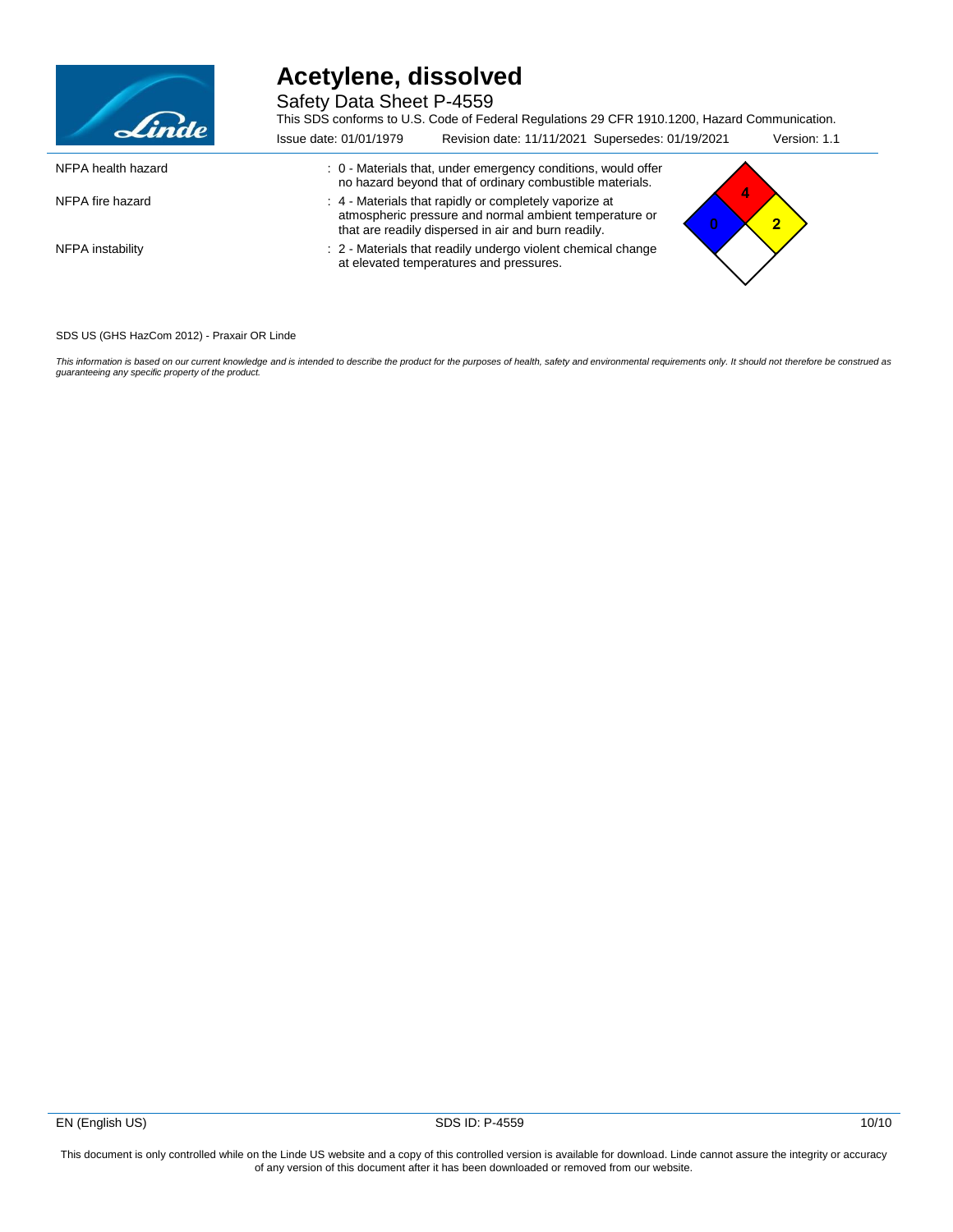NFPA health hazard : 0 - Materials that, under emergency conditions, would offer no hazard beyond that of ordinary combustible materials.

NFPA fire hazard : 4 - Materials that rapidly or completely vaporize at atmospheric pressure and normal ambient temperature or that are readily dispersed in air and burn readily.

NFPA instability : 2 - Materials that readily undergo violent chemical change at elevated temperatures and pressures.

4

0

2

SDS US (GHS HazCom 2012) - Praxair OR Linde

*This information is based on our current knowledge and is intended to describe the product for the purposes of health, safety and environmental requirements only. It should not therefore be construed as guaranteeing any specific property of the product.*

This document is only controlled while on the Linde US website and a copy of this controlled version is available for download. Linde cannot assure the integrity or accuracy of any version of this document after it has been downloaded or removed from our website.